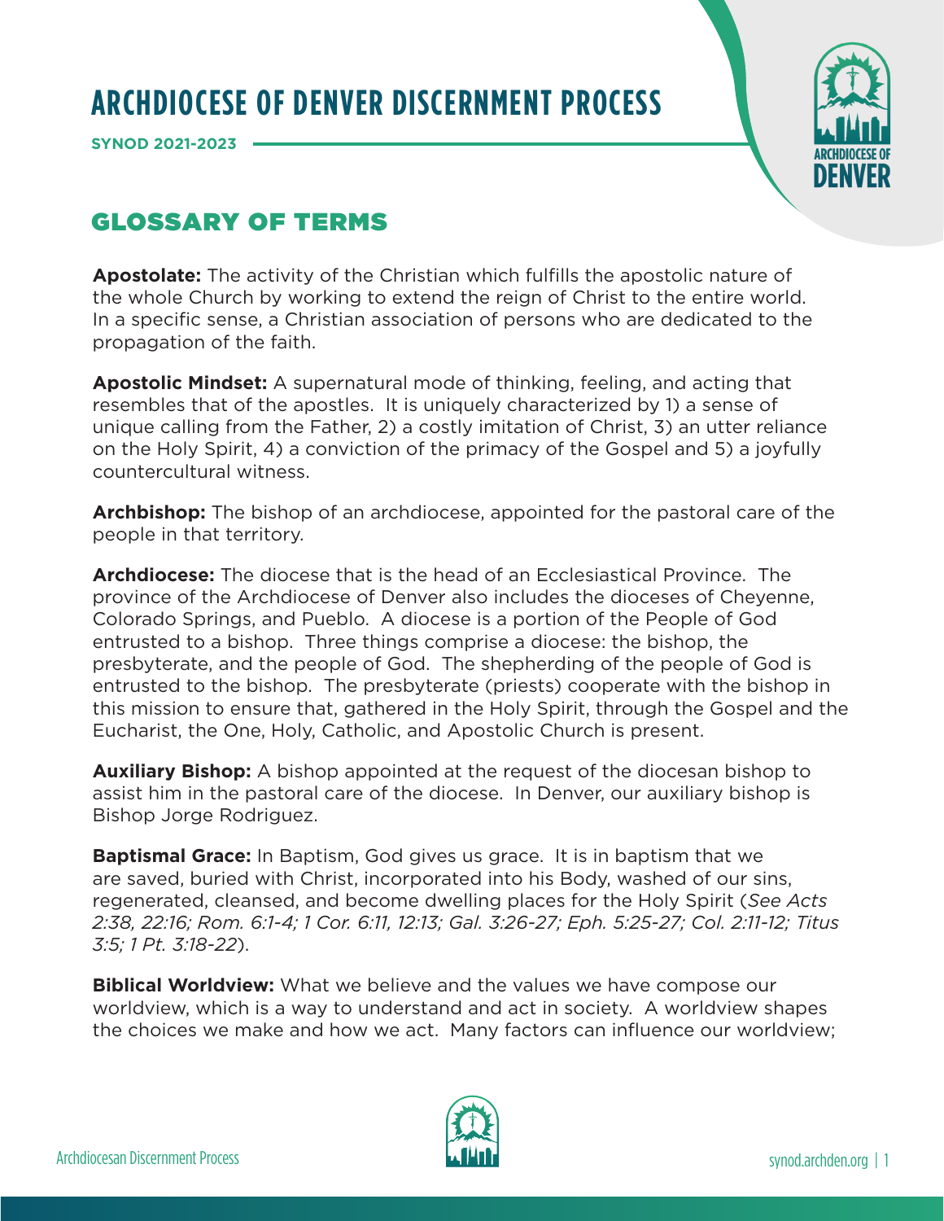# ARCHDIOCESE OF DENVER DISCERNMENT PROCESS

**SYNOD 2021-2023**

## GLOSSARY OF TERMS

**Apostolate:** The activity of the Christian which fulfills the apostolic nature of the whole Church by working to extend the reign of Christ to the entire world. In a specific sense, a Christian association of persons who are dedicated to the propagation of the faith.

**Apostolic Mindset:** A supernatural mode of thinking, feeling, and acting that resembles that of the apostles. It is uniquely characterized by 1) a sense of unique calling from the Father, 2) a costly imitation of Christ, 3) an utter reliance on the Holy Spirit, 4) a conviction of the primacy of the Gospel and 5) a joyfully countercultural witness.

**Archbishop:** The bishop of an archdiocese, appointed for the pastoral care of the people in that territory.

**Archdiocese:** The diocese that is the head of an Ecclesiastical Province. The province of the Archdiocese of Denver also includes the dioceses of Cheyenne, Colorado Springs, and Pueblo. A diocese is a portion of the People of God entrusted to a bishop. Three things comprise a diocese: the bishop, the presbyterate, and the people of God. The shepherding of the people of God is entrusted to the bishop. The presbyterate (priests) cooperate with the bishop in this mission to ensure that, gathered in the Holy Spirit, through the Gospel and the Eucharist, the One, Holy, Catholic, and Apostolic Church is present.

**Auxiliary Bishop:** A bishop appointed at the request of the diocesan bishop to assist him in the pastoral care of the diocese. In Denver, our auxiliary bishop is Bishop Jorge Rodriguez.

**Baptismal Grace:** In Baptism, God gives us grace. It is in baptism that we are saved, buried with Christ, incorporated into his Body, washed of our sins, regenerated, cleansed, and become dwelling places for the Holy Spirit (*See Acts 2:38, 22:16; Rom. 6:1-4; 1 Cor. 6:11, 12:13; Gal. 3:26-27; Eph. 5:25-27; Col. 2:11-12; Titus 3:5; 1 Pt. 3:18-22*).

**Biblical Worldview:** What we believe and the values we have compose our worldview, which is a way to understand and act in society. A worldview shapes the choices we make and how we act. Many factors can influence our worldview;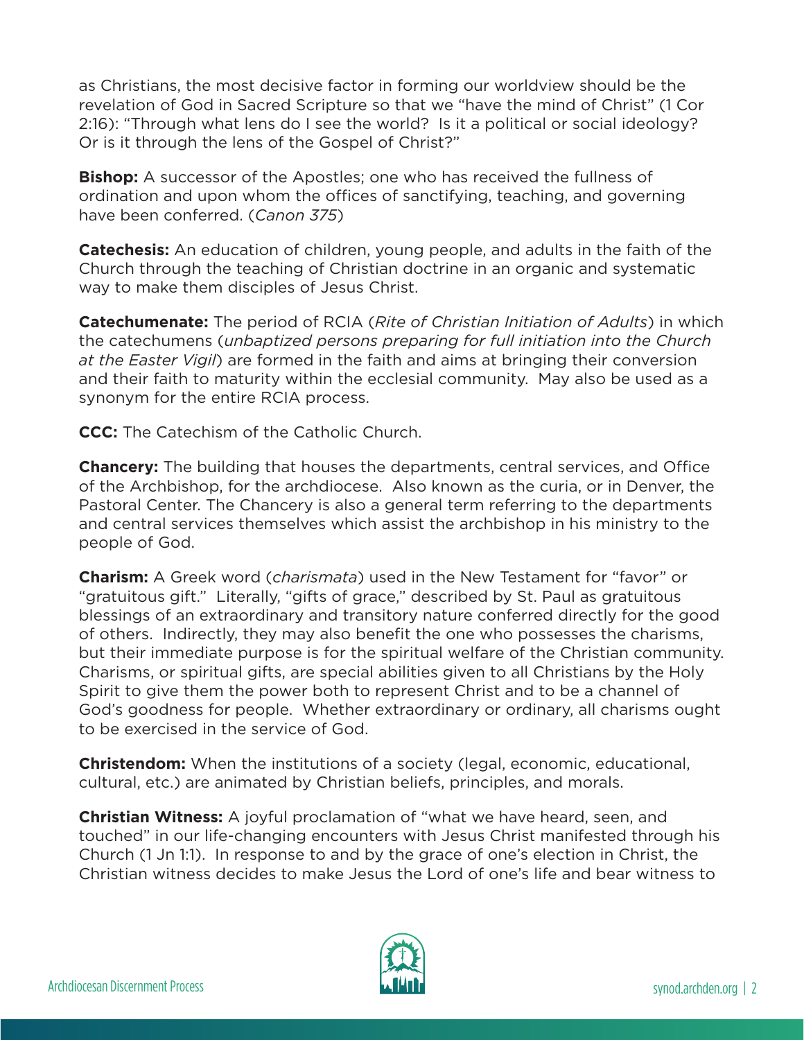as Christians, the most decisive factor in forming our worldview should be the revelation of God in Sacred Scripture so that we "have the mind of Christ" (1 Cor 2:16): "Through what lens do I see the world? Is it a political or social ideology? Or is it through the lens of the Gospel of Christ?"

**Bishop:** A successor of the Apostles; one who has received the fullness of ordination and upon whom the offices of sanctifying, teaching, and governing have been conferred. (*Canon 375*)

**Catechesis:** An education of children, young people, and adults in the faith of the Church through the teaching of Christian doctrine in an organic and systematic way to make them disciples of Jesus Christ.

**Catechumenate:** The period of RCIA (*Rite of Christian Initiation of Adults*) in which the catechumens (*unbaptized persons preparing for full initiation into the Church at the Easter Vigil*) are formed in the faith and aims at bringing their conversion and their faith to maturity within the ecclesial community. May also be used as a synonym for the entire RCIA process.

**CCC:** The Catechism of the Catholic Church.

**Chancery:** The building that houses the departments, central services, and Office of the Archbishop, for the archdiocese. Also known as the curia, or in Denver, the Pastoral Center. The Chancery is also a general term referring to the departments and central services themselves which assist the archbishop in his ministry to the people of God.

**Charism:** A Greek word (*charismata*) used in the New Testament for "favor" or "gratuitous gift." Literally, "gifts of grace," described by St. Paul as gratuitous blessings of an extraordinary and transitory nature conferred directly for the good of others. Indirectly, they may also benefit the one who possesses the charisms, but their immediate purpose is for the spiritual welfare of the Christian community. Charisms, or spiritual gifts, are special abilities given to all Christians by the Holy Spirit to give them the power both to represent Christ and to be a channel of God's goodness for people. Whether extraordinary or ordinary, all charisms ought to be exercised in the service of God.

**Christendom:** When the institutions of a society (legal, economic, educational, cultural, etc.) are animated by Christian beliefs, principles, and morals.

**Christian Witness:** A joyful proclamation of "what we have heard, seen, and touched" in our life-changing encounters with Jesus Christ manifested through his Church (1 Jn 1:1). In response to and by the grace of one's election in Christ, the Christian witness decides to make Jesus the Lord of one's life and bear witness to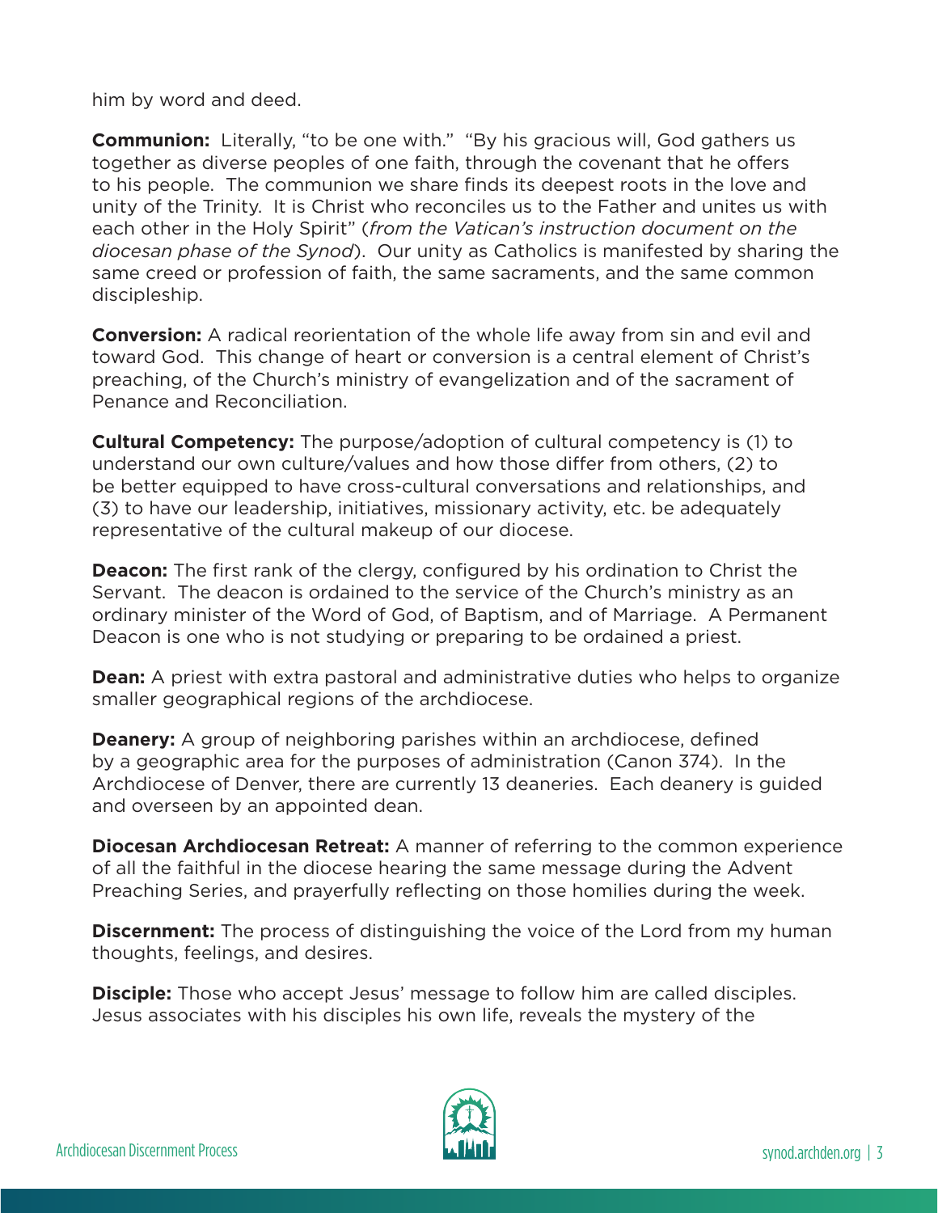him by word and deed.

**Communion:** Literally, "to be one with." "By his gracious will, God gathers us together as diverse peoples of one faith, through the covenant that he offers to his people. The communion we share finds its deepest roots in the love and unity of the Trinity. It is Christ who reconciles us to the Father and unites us with each other in the Holy Spirit" (*from the Vatican's instruction document on the diocesan phase of the Synod*). Our unity as Catholics is manifested by sharing the same creed or profession of faith, the same sacraments, and the same common discipleship.

**Conversion:** A radical reorientation of the whole life away from sin and evil and toward God. This change of heart or conversion is a central element of Christ's preaching, of the Church's ministry of evangelization and of the sacrament of Penance and Reconciliation.

**Cultural Competency:** The purpose/adoption of cultural competency is (1) to understand our own culture/values and how those differ from others, (2) to be better equipped to have cross-cultural conversations and relationships, and (3) to have our leadership, initiatives, missionary activity, etc. be adequately representative of the cultural makeup of our diocese.

**Deacon:** The first rank of the clergy, configured by his ordination to Christ the Servant. The deacon is ordained to the service of the Church's ministry as an ordinary minister of the Word of God, of Baptism, and of Marriage. A Permanent Deacon is one who is not studying or preparing to be ordained a priest.

**Dean:** A priest with extra pastoral and administrative duties who helps to organize smaller geographical regions of the archdiocese.

**Deanery:** A group of neighboring parishes within an archdiocese, defined by a geographic area for the purposes of administration (Canon 374). In the Archdiocese of Denver, there are currently 13 deaneries. Each deanery is guided and overseen by an appointed dean.

**Diocesan Archdiocesan Retreat:** A manner of referring to the common experience of all the faithful in the diocese hearing the same message during the Advent Preaching Series, and prayerfully reflecting on those homilies during the week.

**Discernment:** The process of distinguishing the voice of the Lord from my human thoughts, feelings, and desires.

**Disciple:** Those who accept Jesus' message to follow him are called disciples. Jesus associates with his disciples his own life, reveals the mystery of the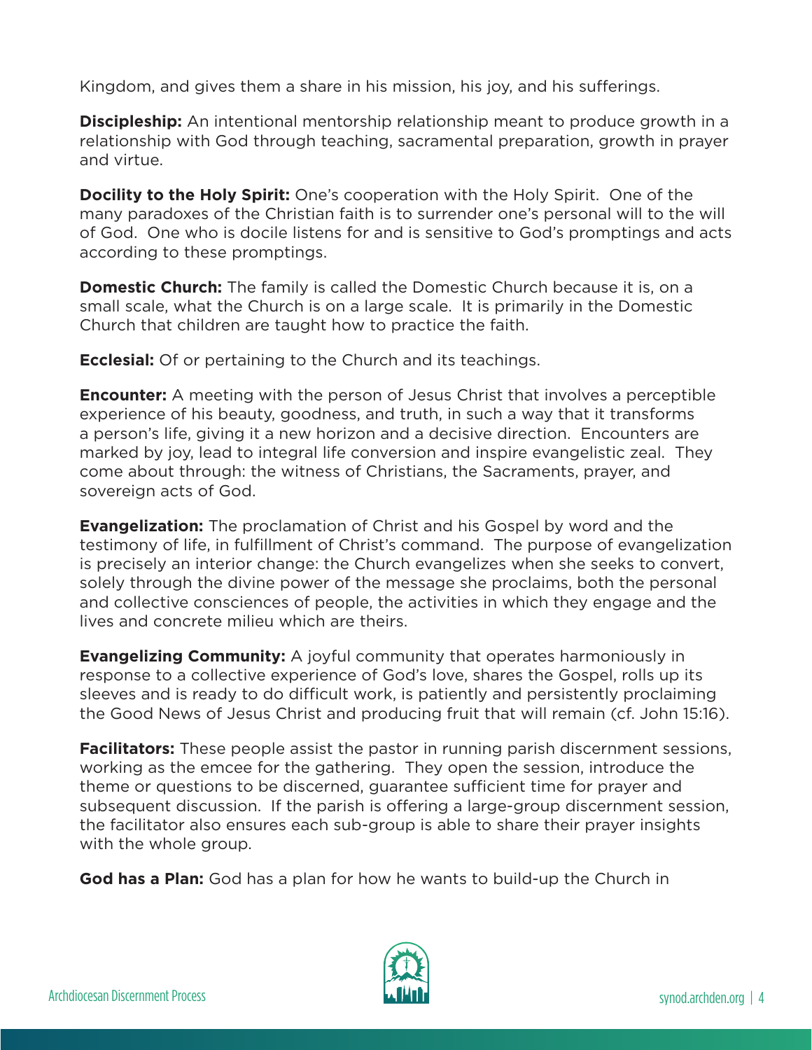Kingdom, and gives them a share in his mission, his joy, and his sufferings.

**Discipleship:** An intentional mentorship relationship meant to produce growth in a relationship with God through teaching, sacramental preparation, growth in prayer and virtue.

**Docility to the Holy Spirit:** One's cooperation with the Holy Spirit. One of the many paradoxes of the Christian faith is to surrender one's personal will to the will of God. One who is docile listens for and is sensitive to God's promptings and acts according to these promptings.

**Domestic Church:** The family is called the Domestic Church because it is, on a small scale, what the Church is on a large scale. It is primarily in the Domestic Church that children are taught how to practice the faith.

**Ecclesial:** Of or pertaining to the Church and its teachings.

**Encounter:** A meeting with the person of Jesus Christ that involves a perceptible experience of his beauty, goodness, and truth, in such a way that it transforms a person's life, giving it a new horizon and a decisive direction. Encounters are marked by joy, lead to integral life conversion and inspire evangelistic zeal. They come about through: the witness of Christians, the Sacraments, prayer, and sovereign acts of God.

**Evangelization:** The proclamation of Christ and his Gospel by word and the testimony of life, in fulfillment of Christ's command. The purpose of evangelization is precisely an interior change: the Church evangelizes when she seeks to convert, solely through the divine power of the message she proclaims, both the personal and collective consciences of people, the activities in which they engage and the lives and concrete milieu which are theirs.

**Evangelizing Community:** A joyful community that operates harmoniously in response to a collective experience of God's love, shares the Gospel, rolls up its sleeves and is ready to do difficult work, is patiently and persistently proclaiming the Good News of Jesus Christ and producing fruit that will remain (cf. John 15:16).

**Facilitators:** These people assist the pastor in running parish discernment sessions, working as the emcee for the gathering. They open the session, introduce the theme or questions to be discerned, guarantee sufficient time for prayer and subsequent discussion. If the parish is offering a large-group discernment session, the facilitator also ensures each sub-group is able to share their prayer insights with the whole group.

**God has a Plan:** God has a plan for how he wants to build-up the Church in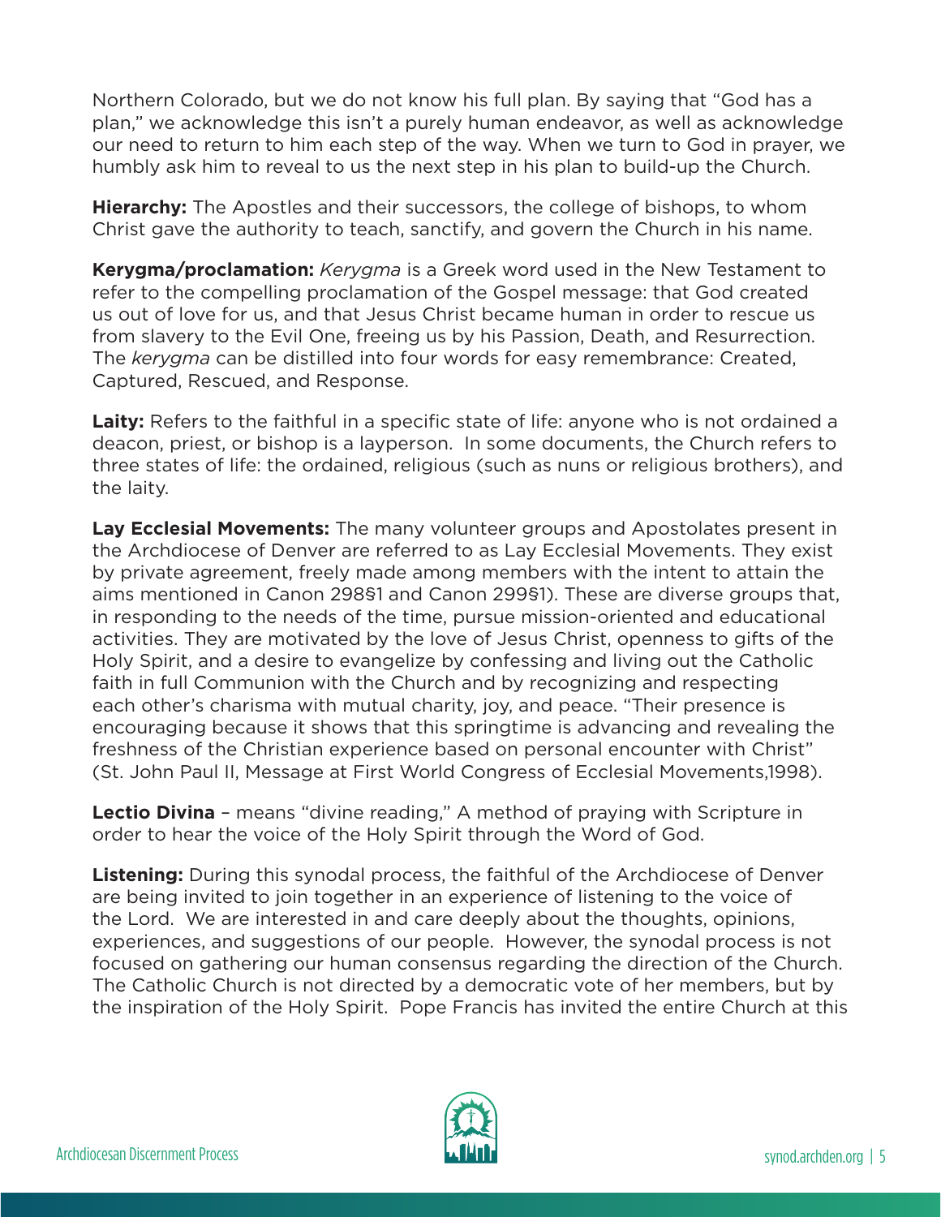Northern Colorado, but we do not know his full plan. By saying that "God has a plan," we acknowledge this isn't a purely human endeavor, as well as acknowledge our need to return to him each step of the way. When we turn to God in prayer, we humbly ask him to reveal to us the next step in his plan to build-up the Church.

**Hierarchy:** The Apostles and their successors, the college of bishops, to whom Christ gave the authority to teach, sanctify, and govern the Church in his name.

**Kerygma/proclamation:** *Kerygma* is a Greek word used in the New Testament to refer to the compelling proclamation of the Gospel message: that God created us out of love for us, and that Jesus Christ became human in order to rescue us from slavery to the Evil One, freeing us by his Passion, Death, and Resurrection. The *kerygma* can be distilled into four words for easy remembrance: Created, Captured, Rescued, and Response.

**Laity:** Refers to the faithful in a specific state of life: anyone who is not ordained a deacon, priest, or bishop is a layperson. In some documents, the Church refers to three states of life: the ordained, religious (such as nuns or religious brothers), and the laity.

**Lay Ecclesial Movements:** The many volunteer groups and Apostolates present in the Archdiocese of Denver are referred to as Lay Ecclesial Movements. They exist by private agreement, freely made among members with the intent to attain the aims mentioned in Canon 298§1 and Canon 299§1). These are diverse groups that, in responding to the needs of the time, pursue mission-oriented and educational activities. They are motivated by the love of Jesus Christ, openness to gifts of the Holy Spirit, and a desire to evangelize by confessing and living out the Catholic faith in full Communion with the Church and by recognizing and respecting each other's charisma with mutual charity, joy, and peace. "Their presence is encouraging because it shows that this springtime is advancing and revealing the freshness of the Christian experience based on personal encounter with Christ" (St. John Paul II, Message at First World Congress of Ecclesial Movements,1998).

**Lectio Divina** – means "divine reading," A method of praying with Scripture in order to hear the voice of the Holy Spirit through the Word of God.

**Listening:** During this synodal process, the faithful of the Archdiocese of Denver are being invited to join together in an experience of listening to the voice of the Lord. We are interested in and care deeply about the thoughts, opinions, experiences, and suggestions of our people. However, the synodal process is not focused on gathering our human consensus regarding the direction of the Church. The Catholic Church is not directed by a democratic vote of her members, but by the inspiration of the Holy Spirit. Pope Francis has invited the entire Church at this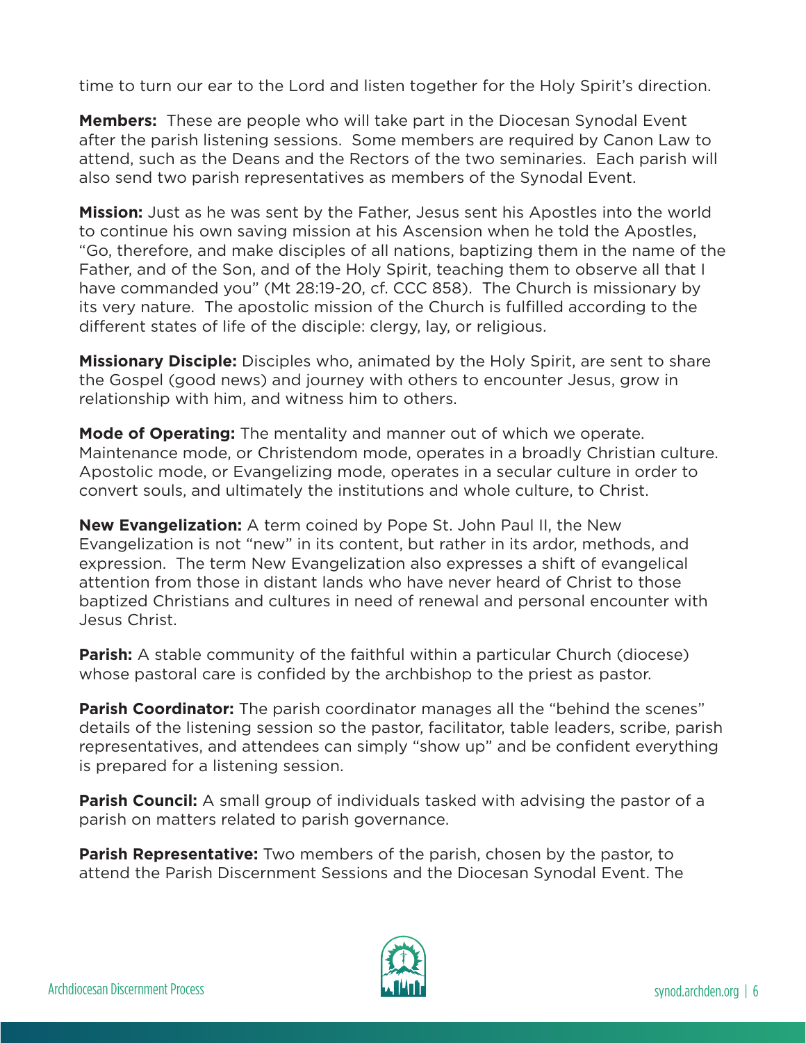time to turn our ear to the Lord and listen together for the Holy Spirit's direction.

**Members:** These are people who will take part in the Diocesan Synodal Event after the parish listening sessions. Some members are required by Canon Law to attend, such as the Deans and the Rectors of the two seminaries. Each parish will also send two parish representatives as members of the Synodal Event.

**Mission:** Just as he was sent by the Father, Jesus sent his Apostles into the world to continue his own saving mission at his Ascension when he told the Apostles, "Go, therefore, and make disciples of all nations, baptizing them in the name of the Father, and of the Son, and of the Holy Spirit, teaching them to observe all that I have commanded you" (Mt 28:19-20, cf. CCC 858). The Church is missionary by its very nature. The apostolic mission of the Church is fulfilled according to the different states of life of the disciple: clergy, lay, or religious.

**Missionary Disciple:** Disciples who, animated by the Holy Spirit, are sent to share the Gospel (good news) and journey with others to encounter Jesus, grow in relationship with him, and witness him to others.

**Mode of Operating:** The mentality and manner out of which we operate. Maintenance mode, or Christendom mode, operates in a broadly Christian culture. Apostolic mode, or Evangelizing mode, operates in a secular culture in order to convert souls, and ultimately the institutions and whole culture, to Christ.

**New Evangelization:** A term coined by Pope St. John Paul II, the New Evangelization is not "new" in its content, but rather in its ardor, methods, and expression. The term New Evangelization also expresses a shift of evangelical attention from those in distant lands who have never heard of Christ to those baptized Christians and cultures in need of renewal and personal encounter with Jesus Christ.

**Parish:** A stable community of the faithful within a particular Church (diocese) whose pastoral care is confided by the archbishop to the priest as pastor.

**Parish Coordinator:** The parish coordinator manages all the "behind the scenes" details of the listening session so the pastor, facilitator, table leaders, scribe, parish representatives, and attendees can simply "show up" and be confident everything is prepared for a listening session.

**Parish Council:** A small group of individuals tasked with advising the pastor of a parish on matters related to parish governance.

**Parish Representative:** Two members of the parish, chosen by the pastor, to attend the Parish Discernment Sessions and the Diocesan Synodal Event. The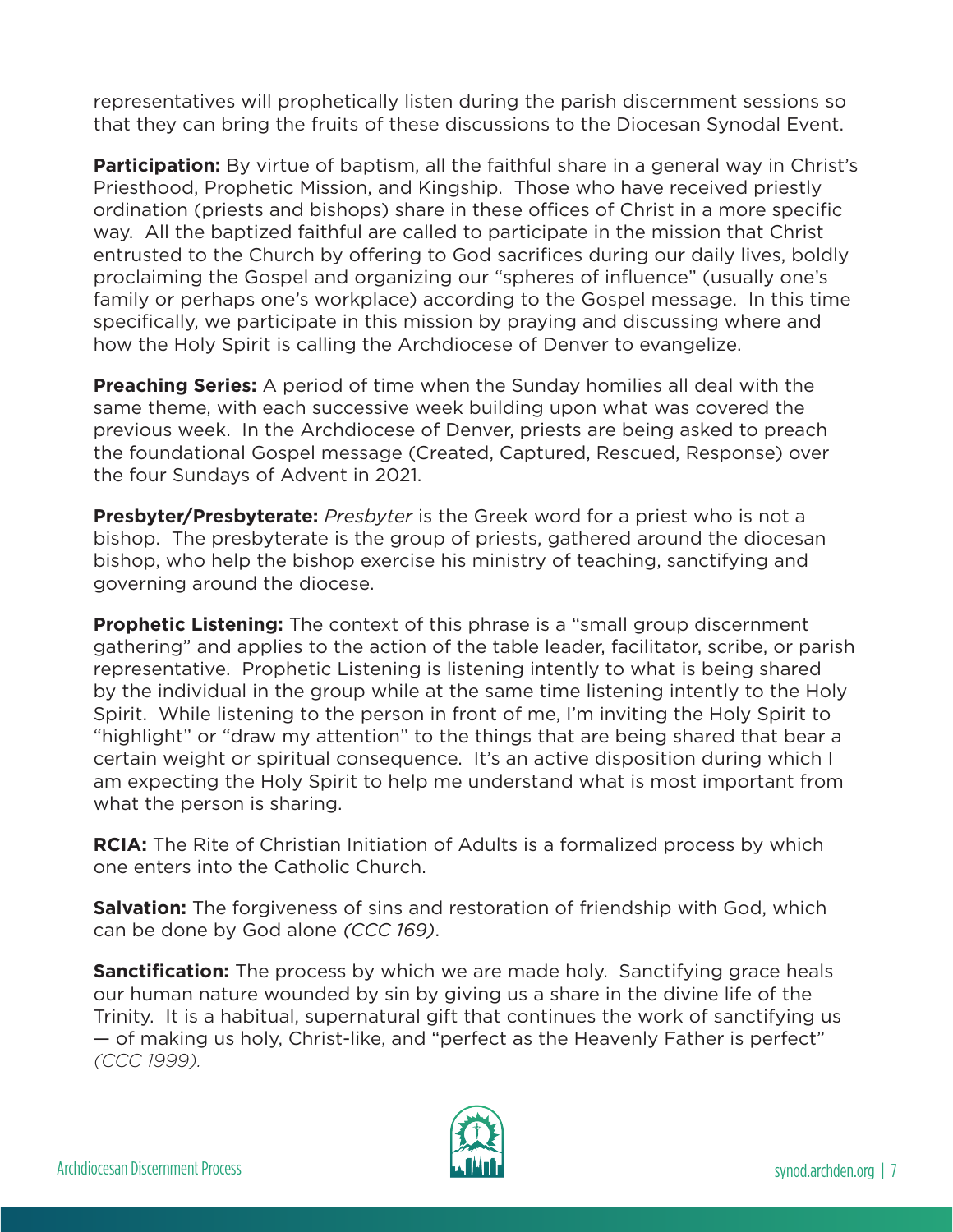representatives will prophetically listen during the parish discernment sessions so that they can bring the fruits of these discussions to the Diocesan Synodal Event.

**Participation:** By virtue of baptism, all the faithful share in a general way in Christ's Priesthood, Prophetic Mission, and Kingship. Those who have received priestly ordination (priests and bishops) share in these offices of Christ in a more specific way. All the baptized faithful are called to participate in the mission that Christ entrusted to the Church by offering to God sacrifices during our daily lives, boldly proclaiming the Gospel and organizing our "spheres of influence" (usually one's family or perhaps one's workplace) according to the Gospel message. In this time specifically, we participate in this mission by praying and discussing where and how the Holy Spirit is calling the Archdiocese of Denver to evangelize.

**Preaching Series:** A period of time when the Sunday homilies all deal with the same theme, with each successive week building upon what was covered the previous week. In the Archdiocese of Denver, priests are being asked to preach the foundational Gospel message (Created, Captured, Rescued, Response) over the four Sundays of Advent in 2021.

**Presbyter/Presbyterate:** *Presbyter* is the Greek word for a priest who is not a bishop. The presbyterate is the group of priests, gathered around the diocesan bishop, who help the bishop exercise his ministry of teaching, sanctifying and governing around the diocese.

**Prophetic Listening:** The context of this phrase is a "small group discernment gathering" and applies to the action of the table leader, facilitator, scribe, or parish representative. Prophetic Listening is listening intently to what is being shared by the individual in the group while at the same time listening intently to the Holy Spirit. While listening to the person in front of me, I'm inviting the Holy Spirit to "highlight" or "draw my attention" to the things that are being shared that bear a certain weight or spiritual consequence. It's an active disposition during which I am expecting the Holy Spirit to help me understand what is most important from what the person is sharing.

**RCIA:** The Rite of Christian Initiation of Adults is a formalized process by which one enters into the Catholic Church.

**Salvation:** The forgiveness of sins and restoration of friendship with God, which can be done by God alone *(CCC 169)*.

**Sanctification:** The process by which we are made holy. Sanctifying grace heals our human nature wounded by sin by giving us a share in the divine life of the Trinity. It is a habitual, supernatural gift that continues the work of sanctifying us — of making us holy, Christ-like, and "perfect as the Heavenly Father is perfect" *(CCC 1999).*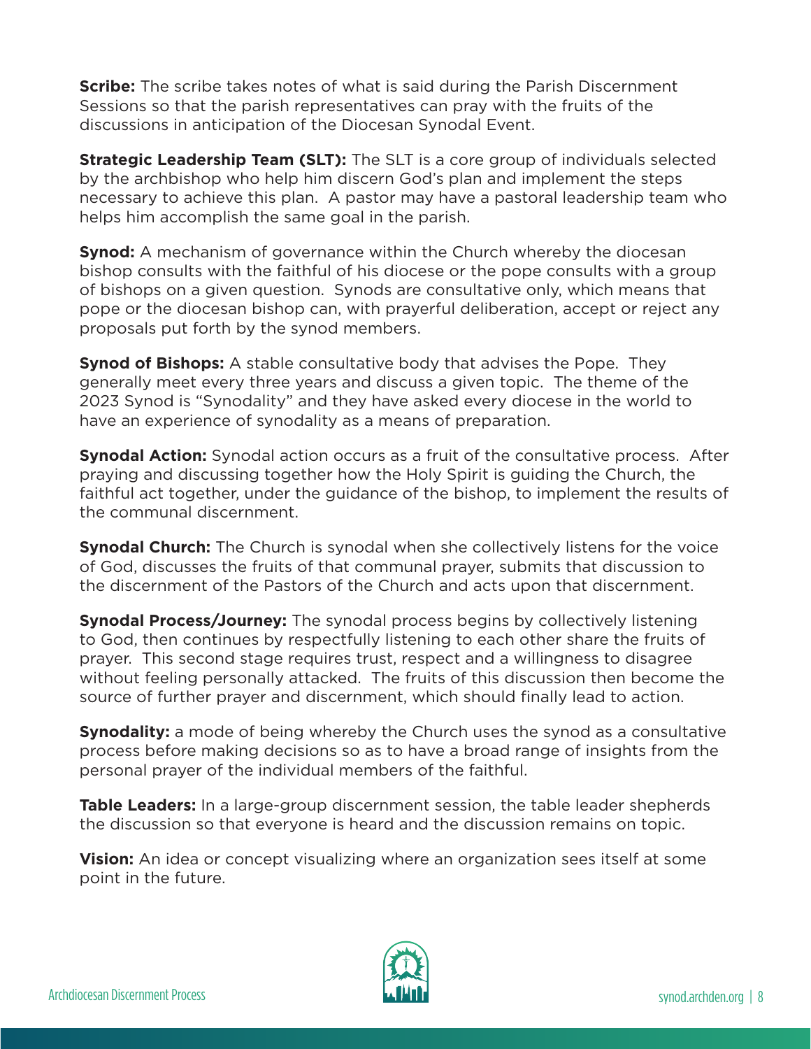**Scribe:** The scribe takes notes of what is said during the Parish Discernment Sessions so that the parish representatives can pray with the fruits of the discussions in anticipation of the Diocesan Synodal Event.

**Strategic Leadership Team (SLT):** The SLT is a core group of individuals selected by the archbishop who help him discern God's plan and implement the steps necessary to achieve this plan. A pastor may have a pastoral leadership team who helps him accomplish the same goal in the parish.

**Synod:** A mechanism of governance within the Church whereby the diocesan bishop consults with the faithful of his diocese or the pope consults with a group of bishops on a given question. Synods are consultative only, which means that pope or the diocesan bishop can, with prayerful deliberation, accept or reject any proposals put forth by the synod members.

**Synod of Bishops:** A stable consultative body that advises the Pope. They generally meet every three years and discuss a given topic. The theme of the 2023 Synod is "Synodality" and they have asked every diocese in the world to have an experience of synodality as a means of preparation.

**Synodal Action:** Synodal action occurs as a fruit of the consultative process. After praying and discussing together how the Holy Spirit is guiding the Church, the faithful act together, under the guidance of the bishop, to implement the results of the communal discernment.

**Synodal Church:** The Church is synodal when she collectively listens for the voice of God, discusses the fruits of that communal prayer, submits that discussion to the discernment of the Pastors of the Church and acts upon that discernment.

**Synodal Process/Journey:** The synodal process begins by collectively listening to God, then continues by respectfully listening to each other share the fruits of prayer. This second stage requires trust, respect and a willingness to disagree without feeling personally attacked. The fruits of this discussion then become the source of further prayer and discernment, which should finally lead to action.

**Synodality:** a mode of being whereby the Church uses the synod as a consultative process before making decisions so as to have a broad range of insights from the personal prayer of the individual members of the faithful.

**Table Leaders:** In a large-group discernment session, the table leader shepherds the discussion so that everyone is heard and the discussion remains on topic.

**Vision:** An idea or concept visualizing where an organization sees itself at some point in the future.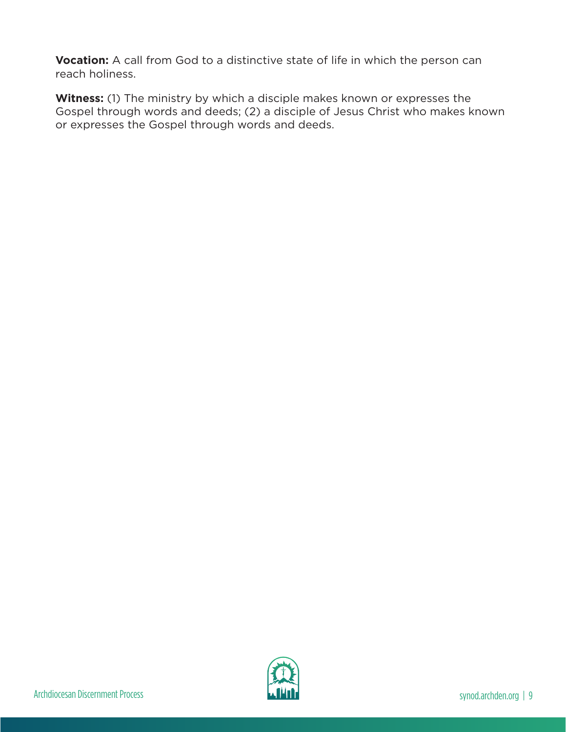**Vocation:** A call from God to a distinctive state of life in which the person can reach holiness.

**Witness:** (1) The ministry by which a disciple makes known or expresses the Gospel through words and deeds; (2) a disciple of Jesus Christ who makes known or expresses the Gospel through words and deeds.